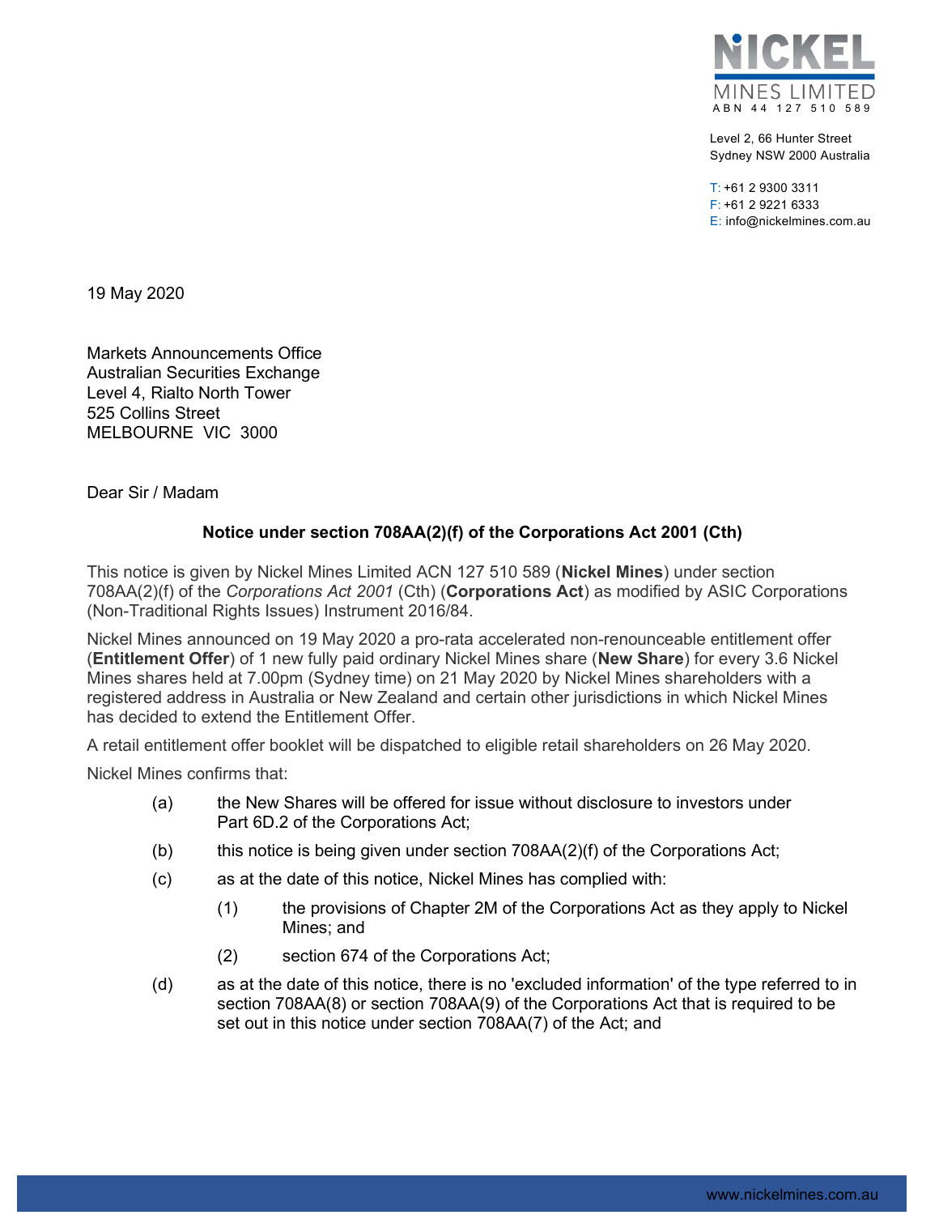NICKEL MINES LIMITED
ABN 44 127 510 589

Level 2, 66 Hunter Street
Sydney NSW 2000 Australia

T: +61 2 9300 3311
F: +61 2 9221 6333
E: info@nickelmines.com.au

19 May 2020

Markets Announcements Office
Australian Securities Exchange
Level 4, Rialto North Tower
525 Collins Street
MELBOURNE VIC 3000

Dear Sir / Madam

**Notice under section 708AA(2)(f) of the Corporations Act 2001 (Cth)**

This notice is given by Nickel Mines Limited ACN 127 510 589 (**Nickel Mines**) under section 708AA(2)(f) of the *Corporations Act 2001* (Cth) (**Corporations Act**) as modified by ASIC Corporations (Non-Traditional Rights Issues) Instrument 2016/84.

Nickel Mines announced on 19 May 2020 a pro-rata accelerated non-renounceable entitlement offer (**Entitlement Offer**) of 1 new fully paid ordinary Nickel Mines share (**New Share**) for every 3.6 Nickel Mines shares held at 7.00pm (Sydney time) on 21 May 2020 by Nickel Mines shareholders with a registered address in Australia or New Zealand and certain other jurisdictions in which Nickel Mines has decided to extend the Entitlement Offer.

A retail entitlement offer booklet will be dispatched to eligible retail shareholders on 26 May 2020.

Nickel Mines confirms that:

(a) the New Shares will be offered for issue without disclosure to investors under Part 6D.2 of the Corporations Act;

(b) this notice is being given under section 708AA(2)(f) of the Corporations Act;

(c) as at the date of this notice, Nickel Mines has complied with:

  (1) the provisions of Chapter 2M of the Corporations Act as they apply to Nickel Mines; and

  (2) section 674 of the Corporations Act;

(d) as at the date of this notice, there is no 'excluded information' of the type referred to in section 708AA(8) or section 708AA(9) of the Corporations Act that is required to be set out in this notice under section 708AA(7) of the Act; and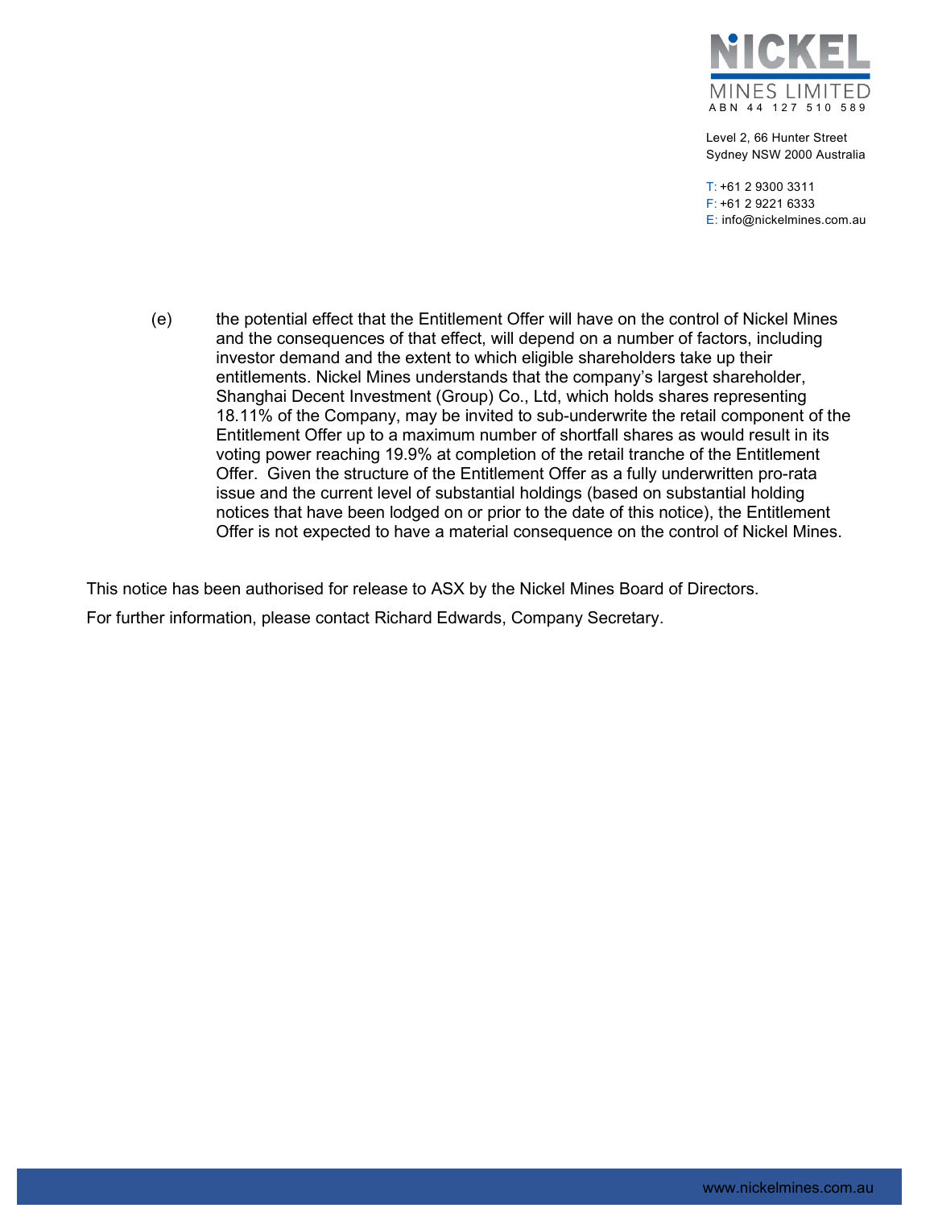(e) the potential effect that the Entitlement Offer will have on the control of Nickel Mines and the consequences of that effect, will depend on a number of factors, including investor demand and the extent to which eligible shareholders take up their entitlements. Nickel Mines understands that the company's largest shareholder, Shanghai Decent Investment (Group) Co., Ltd, which holds shares representing 18.11% of the Company, may be invited to sub-underwrite the retail component of the Entitlement Offer up to a maximum number of shortfall shares as would result in its voting power reaching 19.9% at completion of the retail tranche of the Entitlement Offer. Given the structure of the Entitlement Offer as a fully underwritten pro-rata issue and the current level of substantial holdings (based on substantial holding notices that have been lodged on or prior to the date of this notice), the Entitlement Offer is not expected to have a material consequence on the control of Nickel Mines.

This notice has been authorised for release to ASX by the Nickel Mines Board of Directors.

For further information, please contact Richard Edwards, Company Secretary.